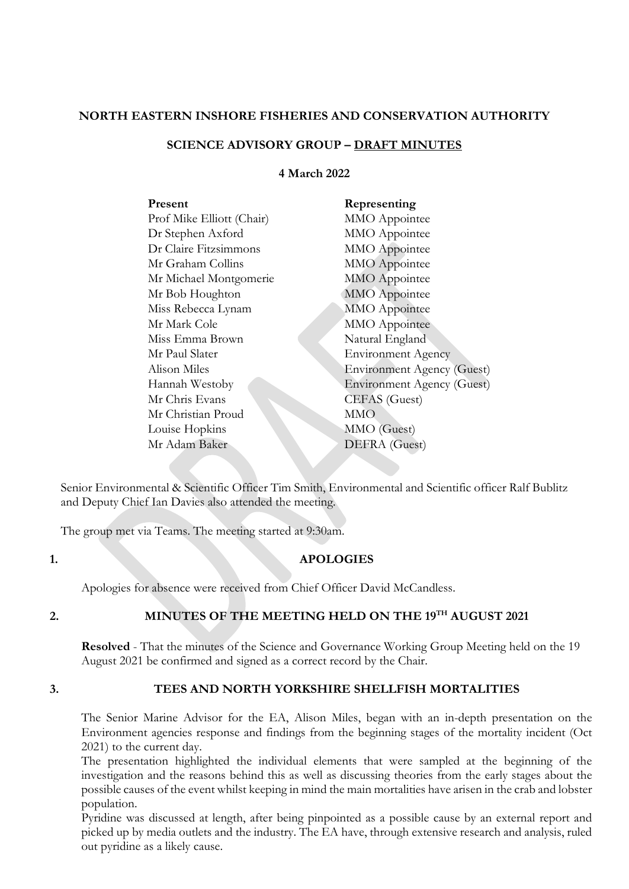**NORTH EASTERN INSHORE FISHERIES AND CONSERVATION AUTHORITY**

**SCIENCE ADVISORY GROUP – DRAFT MINUTES**

**4 March 2022**

| **Present** | **Representing** |
| --- | --- |
| Prof Mike Elliott (Chair) | MMO Appointee |
| Dr Stephen Axford | MMO Appointee |
| Dr Claire Fitzsimmons | MMO Appointee |
| Mr Graham Collins | MMO Appointee |
| Mr Michael Montgomerie | MMO Appointee |
| Mr Bob Houghton | MMO Appointee |
| Miss Rebecca Lynam | MMO Appointee |
| Mr Mark Cole | MMO Appointee |
| Miss Emma Brown | Natural England |
| Mr Paul Slater | Environment Agency |
| Alison Miles | Environment Agency (Guest) |
| Hannah Westoby | Environment Agency (Guest) |
| Mr Chris Evans | CEFAS (Guest) |
| Mr Christian Proud | MMO |
| Louise Hopkins | MMO (Guest) |
| Mr Adam Baker | DEFRA (Guest) |

Senior Environmental & Scientific Officer Tim Smith, Environmental and Scientific officer Ralf Bublitz and Deputy Chief Ian Davies also attended the meeting.

The group met via Teams. The meeting started at 9:30am.

## 1. APOLOGIES

Apologies for absence were received from Chief Officer David McCandless.

## 2. MINUTES OF THE MEETING HELD ON THE 19TH AUGUST 2021

**Resolved** - That the minutes of the Science and Governance Working Group Meeting held on the 19 August 2021 be confirmed and signed as a correct record by the Chair.

## 3. TEES AND NORTH YORKSHIRE SHELLFISH MORTALITIES

The Senior Marine Advisor for the EA, Alison Miles, began with an in-depth presentation on the Environment agencies response and findings from the beginning stages of the mortality incident (Oct 2021) to the current day.

The presentation highlighted the individual elements that were sampled at the beginning of the investigation and the reasons behind this as well as discussing theories from the early stages about the possible causes of the event whilst keeping in mind the main mortalities have arisen in the crab and lobster population.

Pyridine was discussed at length, after being pinpointed as a possible cause by an external report and picked up by media outlets and the industry. The EA have, through extensive research and analysis, ruled out pyridine as a likely cause.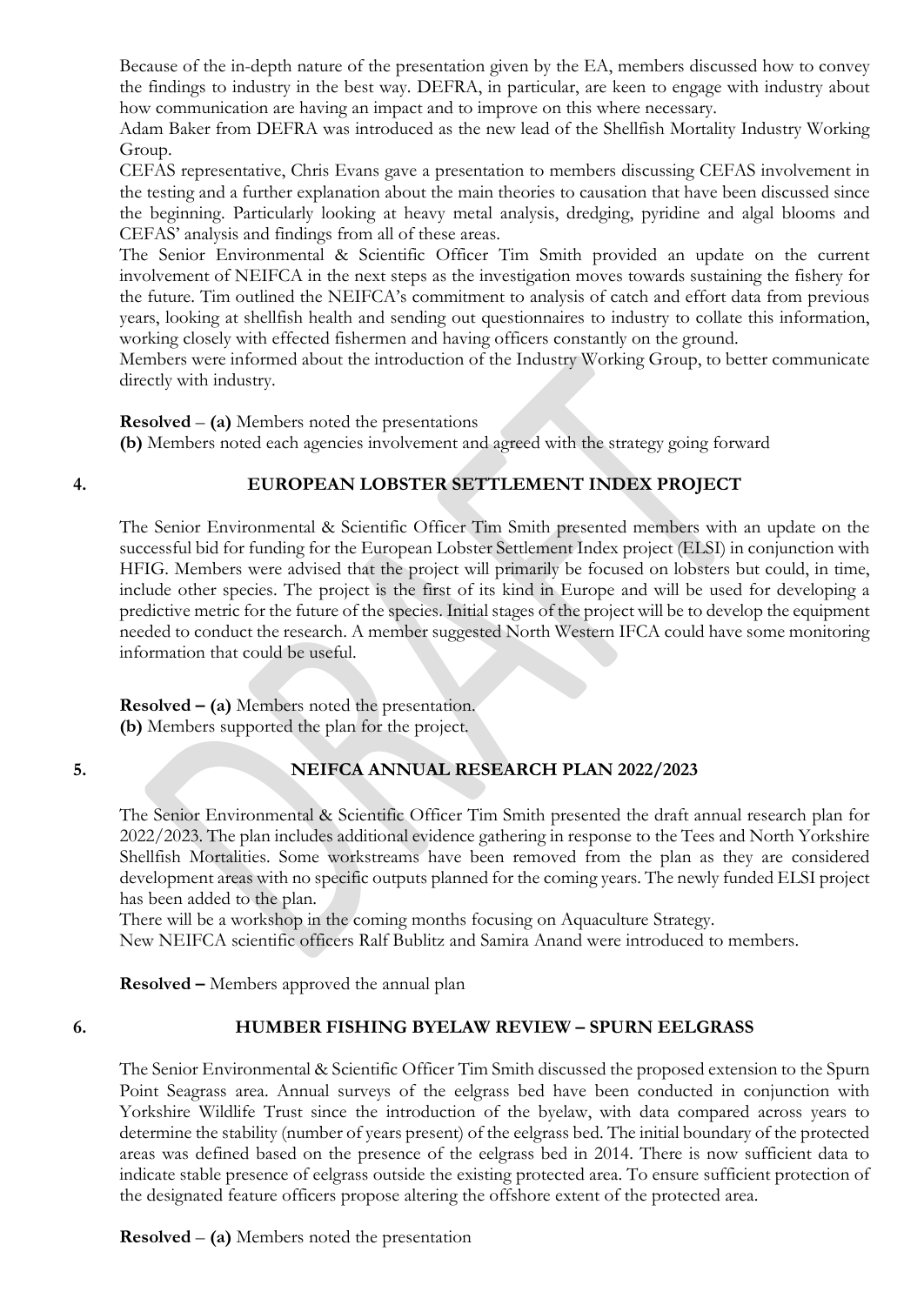Because of the in-depth nature of the presentation given by the EA, members discussed how to convey the findings to industry in the best way. DEFRA, in particular, are keen to engage with industry about how communication are having an impact and to improve on this where necessary.

Adam Baker from DEFRA was introduced as the new lead of the Shellfish Mortality Industry Working Group.

CEFAS representative, Chris Evans gave a presentation to members discussing CEFAS involvement in the testing and a further explanation about the main theories to causation that have been discussed since the beginning. Particularly looking at heavy metal analysis, dredging, pyridine and algal blooms and CEFAS' analysis and findings from all of these areas.

The Senior Environmental & Scientific Officer Tim Smith provided an update on the current involvement of NEIFCA in the next steps as the investigation moves towards sustaining the fishery for the future. Tim outlined the NEIFCA's commitment to analysis of catch and effort data from previous years, looking at shellfish health and sending out questionnaires to industry to collate this information, working closely with effected fishermen and having officers constantly on the ground.

Members were informed about the introduction of the Industry Working Group, to better communicate directly with industry.

**Resolved** – **(a)** Members noted the presentations

**(b)** Members noted each agencies involvement and agreed with the strategy going forward

## 4. EUROPEAN LOBSTER SETTLEMENT INDEX PROJECT

The Senior Environmental & Scientific Officer Tim Smith presented members with an update on the successful bid for funding for the European Lobster Settlement Index project (ELSI) in conjunction with HFIG. Members were advised that the project will primarily be focused on lobsters but could, in time, include other species. The project is the first of its kind in Europe and will be used for developing a predictive metric for the future of the species. Initial stages of the project will be to develop the equipment needed to conduct the research. A member suggested North Western IFCA could have some monitoring information that could be useful.

**Resolved – (a)** Members noted the presentation.

**(b)** Members supported the plan for the project.

## 5. NEIFCA ANNUAL RESEARCH PLAN 2022/2023

The Senior Environmental & Scientific Officer Tim Smith presented the draft annual research plan for 2022/2023. The plan includes additional evidence gathering in response to the Tees and North Yorkshire Shellfish Mortalities. Some workstreams have been removed from the plan as they are considered development areas with no specific outputs planned for the coming years. The newly funded ELSI project has been added to the plan.

There will be a workshop in the coming months focusing on Aquaculture Strategy.

New NEIFCA scientific officers Ralf Bublitz and Samira Anand were introduced to members.

**Resolved –** Members approved the annual plan

## 6. HUMBER FISHING BYELAW REVIEW – SPURN EELGRASS

The Senior Environmental & Scientific Officer Tim Smith discussed the proposed extension to the Spurn Point Seagrass area. Annual surveys of the eelgrass bed have been conducted in conjunction with Yorkshire Wildlife Trust since the introduction of the byelaw, with data compared across years to determine the stability (number of years present) of the eelgrass bed. The initial boundary of the protected areas was defined based on the presence of the eelgrass bed in 2014. There is now sufficient data to indicate stable presence of eelgrass outside the existing protected area. To ensure sufficient protection of the designated feature officers propose altering the offshore extent of the protected area.

**Resolved** – **(a)** Members noted the presentation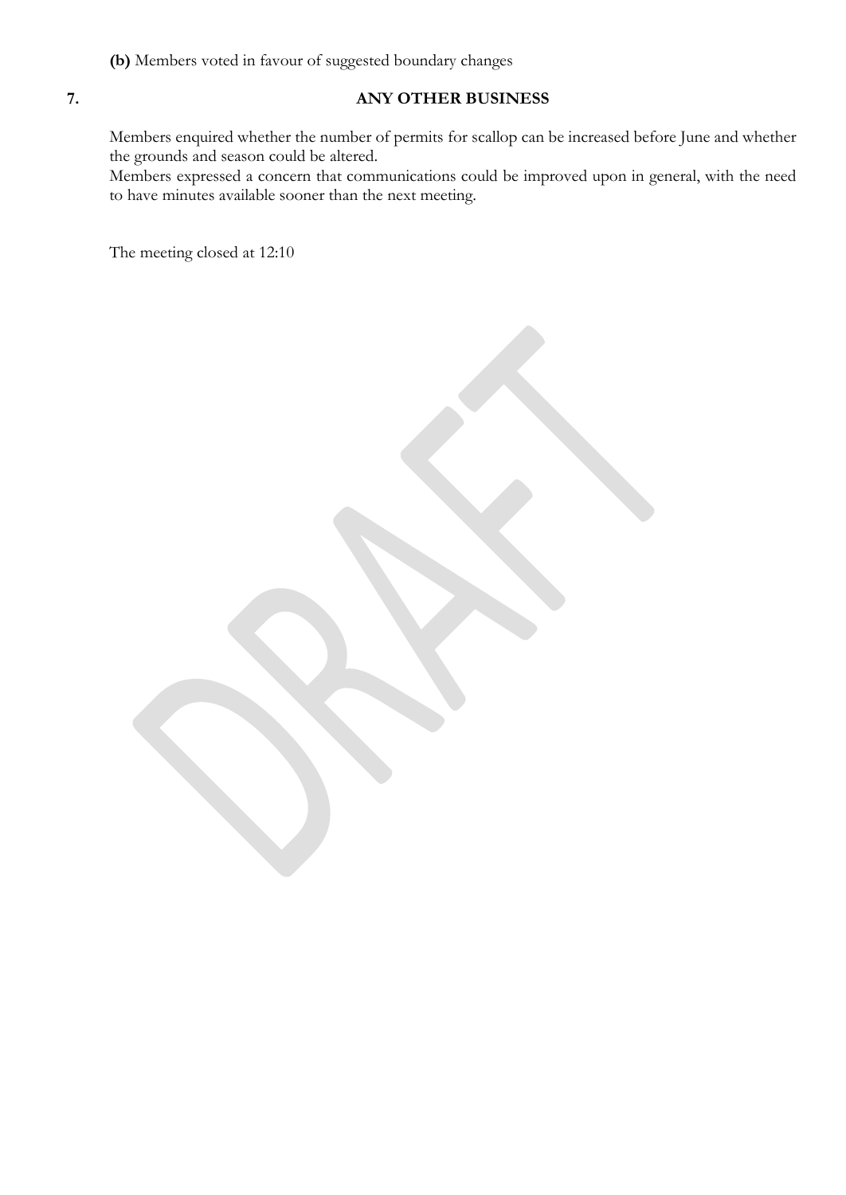**(b)** Members voted in favour of suggested boundary changes

## 7. ANY OTHER BUSINESS

Members enquired whether the number of permits for scallop can be increased before June and whether the grounds and season could be altered.
Members expressed a concern that communications could be improved upon in general, with the need to have minutes available sooner than the next meeting.

The meeting closed at 12:10